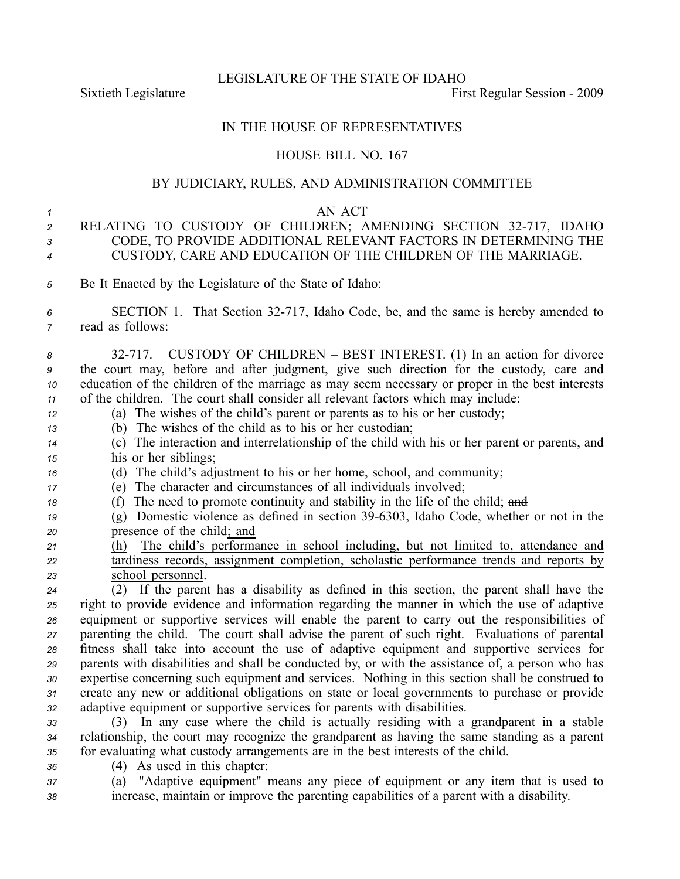LEGISLATURE OF THE STATE OF IDAHO

Sixtieth Legislature First Regular Session - 2009

IN THE HOUSE OF REPRESENTATIVES

HOUSE BILL NO. 167

BY JUDICIARY, RULES, AND ADMINISTRATION COMMITTEE

AN ACT

RELATING TO CUSTODY OF CHILDREN; AMENDING SECTION 32-717, IDAHO CODE, TO PROVIDE ADDITIONAL RELEVANT FACTORS IN DETERMINING THE CUSTODY, CARE AND EDUCATION OF THE CHILDREN OF THE MARRIAGE.

Be It Enacted by the Legislature of the State of Idaho:

SECTION 1. That Section 32-717, Idaho Code, be, and the same is hereby amended to read as follows:

32-717. CUSTODY OF CHILDREN – BEST INTEREST. (1) In an action for divorce the court may, before and after judgment, give such direction for the custody, care and education of the children of the marriage as may seem necessary or proper in the best interests of the children. The court shall consider all relevant factors which may include:

(a) The wishes of the child's parent or parents as to his or her custody;

(b) The wishes of the child as to his or her custodian;

(c) The interaction and interrelationship of the child with his or her parent or parents, and his or her siblings;

(d) The child's adjustment to his or her home, school, and community;

(e) The character and circumstances of all individuals involved;

(f) The need to promote continuity and stability in the life of the child; ~~and~~

(g) Domestic violence as defined in section 39-6303, Idaho Code, whether or not in the presence of the child; and

(h) The child's performance in school including, but not limited to, attendance and tardiness records, assignment completion, scholastic performance trends and reports by school personnel.

(2) If the parent has a disability as defined in this section, the parent shall have the right to provide evidence and information regarding the manner in which the use of adaptive equipment or supportive services will enable the parent to carry out the responsibilities of parenting the child. The court shall advise the parent of such right. Evaluations of parental fitness shall take into account the use of adaptive equipment and supportive services for parents with disabilities and shall be conducted by, or with the assistance of, a person who has expertise concerning such equipment and services. Nothing in this section shall be construed to create any new or additional obligations on state or local governments to purchase or provide adaptive equipment or supportive services for parents with disabilities.

(3) In any case where the child is actually residing with a grandparent in a stable relationship, the court may recognize the grandparent as having the same standing as a parent for evaluating what custody arrangements are in the best interests of the child.

(4) As used in this chapter:

(a) "Adaptive equipment" means any piece of equipment or any item that is used to increase, maintain or improve the parenting capabilities of a parent with a disability.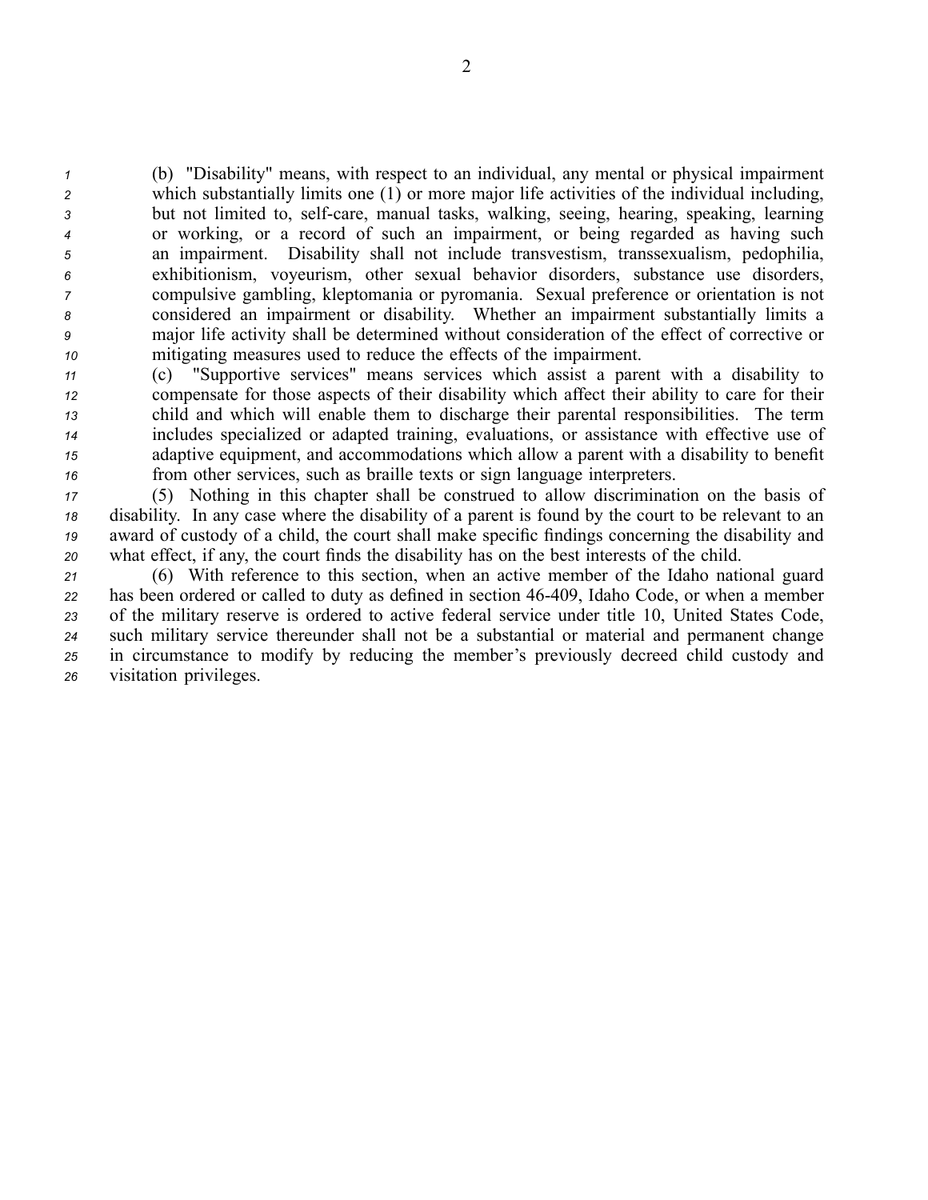(b) "Disability" means, with respect to an individual, any mental or physical impairment which substantially limits one (1) or more major life activities of the individual including, but not limited to, self-care, manual tasks, walking, seeing, hearing, speaking, learning or working, or a record of such an impairment, or being regarded as having such an impairment. Disability shall not include transvestism, transsexualism, pedophilia, exhibitionism, voyeurism, other sexual behavior disorders, substance use disorders, compulsive gambling, kleptomania or pyromania. Sexual preference or orientation is not considered an impairment or disability. Whether an impairment substantially limits a major life activity shall be determined without consideration of the effect of corrective or mitigating measures used to reduce the effects of the impairment.

(c) "Supportive services" means services which assist a parent with a disability to compensate for those aspects of their disability which affect their ability to care for their child and which will enable them to discharge their parental responsibilities. The term includes specialized or adapted training, evaluations, or assistance with effective use of adaptive equipment, and accommodations which allow a parent with a disability to benefit from other services, such as braille texts or sign language interpreters.

(5) Nothing in this chapter shall be construed to allow discrimination on the basis of disability. In any case where the disability of a parent is found by the court to be relevant to an award of custody of a child, the court shall make specific findings concerning the disability and what effect, if any, the court finds the disability has on the best interests of the child.

(6) With reference to this section, when an active member of the Idaho national guard has been ordered or called to duty as defined in section 46-409, Idaho Code, or when a member of the military reserve is ordered to active federal service under title 10, United States Code, such military service thereunder shall not be a substantial or material and permanent change in circumstance to modify by reducing the member's previously decreed child custody and visitation privileges.